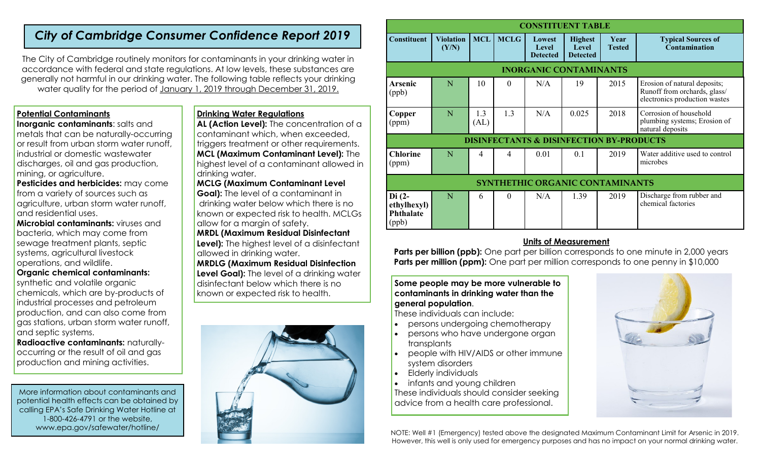# City of Cambridge Consumer Confidence Report 2019

The City of Cambridge routinely monitors for contaminants in your drinking water in accordance with federal and state regulations. At low levels, these substances are generally not harmful in our drinking water. The following table reflects your drinking water quality for the period of January 1, 2019 through December 31, 2019.

## Potential Contaminants

**Inorganic contaminants**: salts and metals that can be naturally-occurring or result from urban storm water runoff, industrial or domestic wastewater discharges, oil and gas production, mining, or agriculture.

**Pesticides and herbicides:** may come from a variety of sources such as agriculture, urban storm water runoff, and residential uses.

**Microbial contaminants:** viruses and bacteria, which may come from sewage treatment plants, septic systems, agricultural livestock operations, and wildlife.

**Organic chemical contaminants:** synthetic and volatile organic chemicals, which are by-products of industrial processes and petroleum production, and can also come from gas stations, urban storm water runoff, and septic systems.

**Radioactive contaminants:** naturally-occurring or the result of oil and gas production and mining activities.

More information about contaminants and potential health effects can be obtained by calling EPA's Safe Drinking Water Hotline at 1-800-426-4791 or the website, www.epa.gov/safewater/hotline/

## Drinking Water Regulations

**AL (Action Level):** The concentration of a contaminant which, when exceeded, triggers treatment or other requirements.

**MCL (Maximum Contaminant Level):** The highest level of a contaminant allowed in drinking water.

**MCLG (Maximum Contaminant Level Goal):** The level of a contaminant in drinking water below which there is no known or expected risk to health. MCLGs allow for a margin of safety.

**MRDL (Maximum Residual Disinfectant Level):** The highest level of a disinfectant allowed in drinking water.

**MRDLG (Maximum Residual Disinfection Level Goal):** The level of a drinking water disinfectant below which there is no known or expected risk to health.

## CONSTITUENT TABLE

| Constituent | Violation (Y/N) | MCL | MCLG | Lowest Level Detected | Highest Level Detected | Year Tested | Typical Sources of Contamination |
|---|---|---|---|---|---|---|---|
| **INORGANIC CONTAMINANTS** | | | | | | | |
| **Arsenic** (ppb) | N | 10 | 0 | N/A | 19 | 2015 | Erosion of natural deposits; Runoff from orchards, glass/ electronics production wastes |
| **Copper** (ppm) | N | 1.3 (AL) | 1.3 | N/A | 0.025 | 2018 | Corrosion of household plumbing systems; Erosion of natural deposits |
| **DISINFECTANTS & DISINFECTION BY-PRODUCTS** | | | | | | | |
| **Chlorine** (ppm) | N | 4 | 4 | 0.01 | 0.1 | 2019 | Water additive used to control microbes |
| **SYNTHETHIC ORGANIC CONTAMINANTS** | | | | | | | |
| **Di (2-ethylhexyl) Phthalate** (ppb) | N | 6 | 0 | N/A | 1.39 | 2019 | Discharge from rubber and chemical factories |

## Units of Measurement

**Parts per billion (ppb):** One part per billion corresponds to one minute in 2,000 years
**Parts per million (ppm):** One part per million corresponds to one penny in $10,000

**Some people may be more vulnerable to contaminants in drinking water than the general population**.

These individuals can include:

- persons undergoing chemotherapy
- persons who have undergone organ transplants
- people with HIV/AIDS or other immune system disorders
- Elderly individuals
- infants and young children

These individuals should consider seeking advice from a health care professional.

NOTE: Well #1 (Emergency) tested above the designated Maximum Contaminant Limit for Arsenic in 2019. However, this well is only used for emergency purposes and has no impact on your normal drinking water.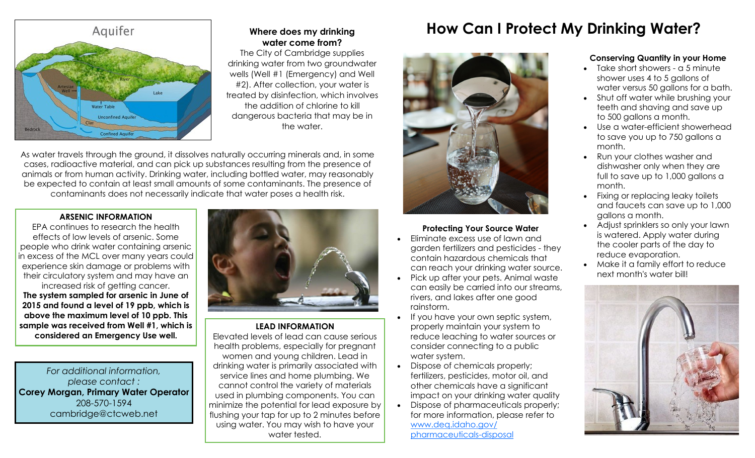Aquifer

River
Artesian Well
Lake
Water Table
Unconfined Aquifer
Clay
Bedrock
Confined Aquifer

**Where does my drinking water come from?**

The City of Cambridge supplies drinking water from two groundwater wells (Well #1 (Emergency) and Well #2). After collection, your water is treated by disinfection, which involves the addition of chlorine to kill dangerous bacteria that may be in the water.

As water travels through the ground, it dissolves naturally occurring minerals and, in some cases, radioactive material, and can pick up substances resulting from the presence of animals or from human activity. Drinking water, including bottled water, may reasonably be expected to contain at least small amounts of some contaminants. The presence of contaminants does not necessarily indicate that water poses a health risk.

**ARSENIC INFORMATION**

EPA continues to research the health effects of low levels of arsenic. Some people who drink water containing arsenic in excess of the MCL over many years could experience skin damage or problems with their circulatory system and may have an increased risk of getting cancer.
**The system sampled for arsenic in June of 2015 and found a level of 19 ppb, which is above the maximum level of 10 ppb. This sample was received from Well #1, which is considered an Emergency Use well.**

*For additional information, please contact :*
**Corey Morgan, Primary Water Operator**
208-570-1594
cambridge@ctcweb.net

**LEAD INFORMATION**

Elevated levels of lead can cause serious health problems, especially for pregnant women and young children. Lead in drinking water is primarily associated with service lines and home plumbing. We cannot control the variety of materials used in plumbing components. You can minimize the potential for lead exposure by flushing your tap for up to 2 minutes before using water. You may wish to have your water tested.

# How Can I Protect My Drinking Water?

**Protecting Your Source Water**

- Eliminate excess use of lawn and garden fertilizers and pesticides - they contain hazardous chemicals that can reach your drinking water source.
- Pick up after your pets. Animal waste can easily be carried into our streams, rivers, and lakes after one good rainstorm.
- If you have your own septic system, properly maintain your system to reduce leaching to water sources or consider connecting to a public water system.
- Dispose of chemicals properly; fertilizers, pesticides, motor oil, and other chemicals have a significant impact on your drinking water quality
- Dispose of pharmaceuticals properly; for more information, please refer to www.deq.idaho.gov/pharmaceuticals-disposal

**Conserving Quantity in your Home**

- Take short showers - a 5 minute shower uses 4 to 5 gallons of water versus 50 gallons for a bath.
- Shut off water while brushing your teeth and shaving and save up to 500 gallons a month.
- Use a water-efficient showerhead to save you up to 750 gallons a month.
- Run your clothes washer and dishwasher only when they are full to save up to 1,000 gallons a month.
- Fixing or replacing leaky toilets and faucets can save up to 1,000 gallons a month.
- Adjust sprinklers so only your lawn is watered. Apply water during the cooler parts of the day to reduce evaporation.
- Make it a family effort to reduce next month's water bill!